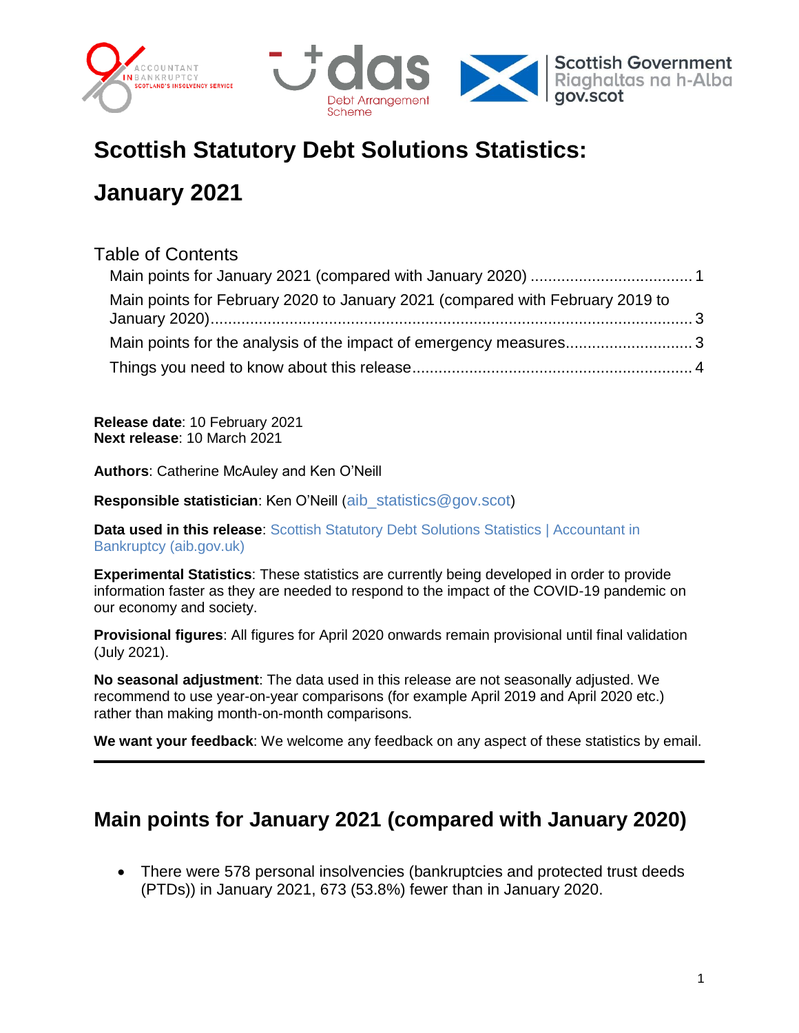# Scottish Statutory Debt Solutions Statistics: January 2021

## Table of Contents

- Main points for January 2021 (compared with January 2020) ..................................... 1
- Main points for February 2020 to January 2021 (compared with February 2019 to January 2020)........................................................................................................... 3
- Main points for the analysis of the impact of emergency measures............................ 3
- Things you need to know about this release................................................................ 4

**Release date**: 10 February 2021
**Next release**: 10 March 2021

**Authors**: Catherine McAuley and Ken O'Neill

**Responsible statistician**: Ken O'Neill (aib_statistics@gov.scot)

**Data used in this release**: Scottish Statutory Debt Solutions Statistics | Accountant in Bankruptcy (aib.gov.uk)

**Experimental Statistics**: These statistics are currently being developed in order to provide information faster as they are needed to respond to the impact of the COVID-19 pandemic on our economy and society.

**Provisional figures**: All figures for April 2020 onwards remain provisional until final validation (July 2021).

**No seasonal adjustment**: The data used in this release are not seasonally adjusted. We recommend to use year-on-year comparisons (for example April 2019 and April 2020 etc.) rather than making month-on-month comparisons.

**We want your feedback**: We welcome any feedback on any aspect of these statistics by email.

---

## Main points for January 2021 (compared with January 2020)

- There were 578 personal insolvencies (bankruptcies and protected trust deeds (PTDs)) in January 2021, 673 (53.8%) fewer than in January 2020.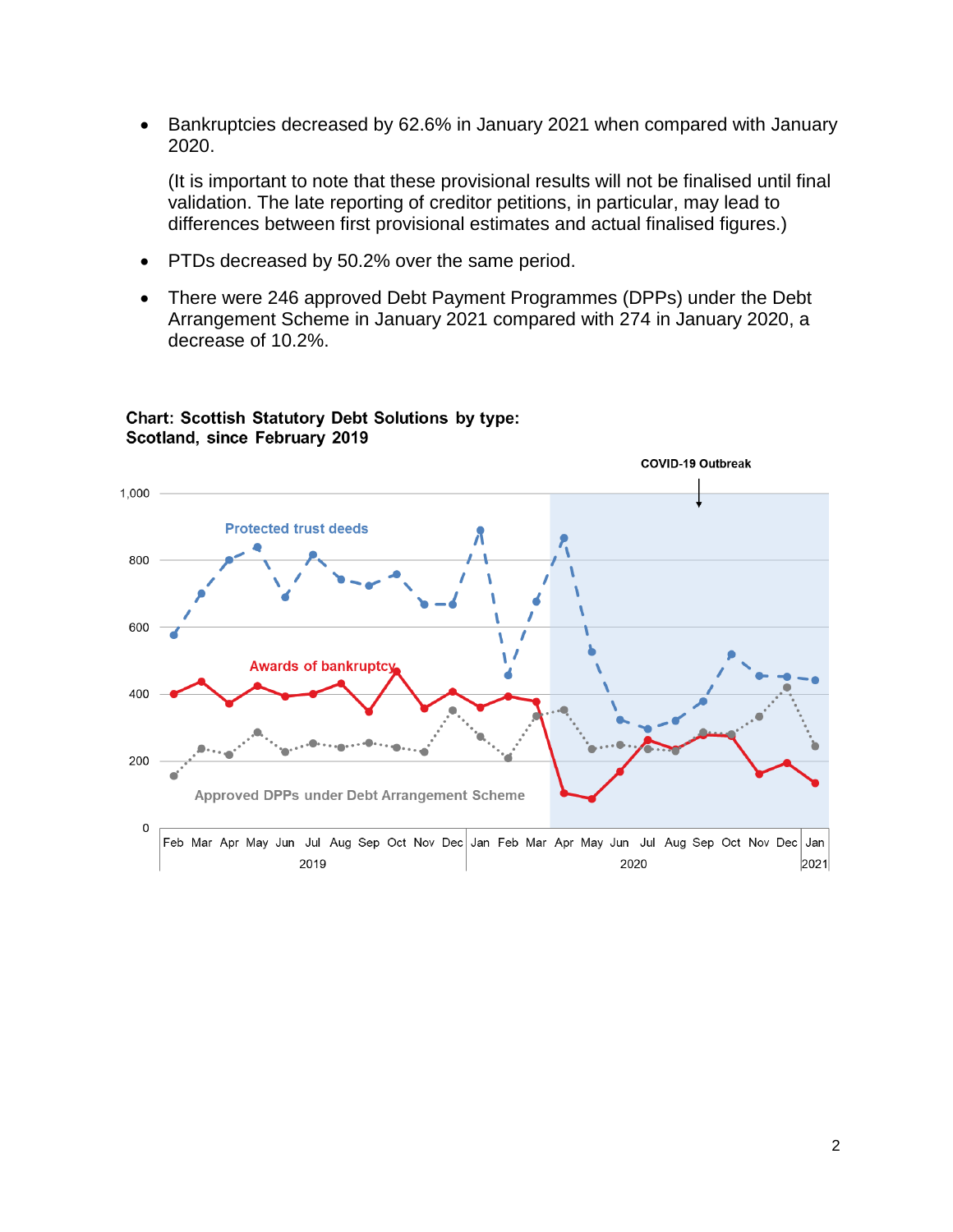- Bankruptcies decreased by 62.6% in January 2021 when compared with January 2020.

  (It is important to note that these provisional results will not be finalised until final validation. The late reporting of creditor petitions, in particular, may lead to differences between first provisional estimates and actual finalised figures.)

- PTDs decreased by 50.2% over the same period.

- There were 246 approved Debt Payment Programmes (DPPs) under the Debt Arrangement Scheme in January 2021 compared with 274 in January 2020, a decrease of 10.2%.

**Chart: Scottish Statutory Debt Solutions by type: Scotland, since February 2019**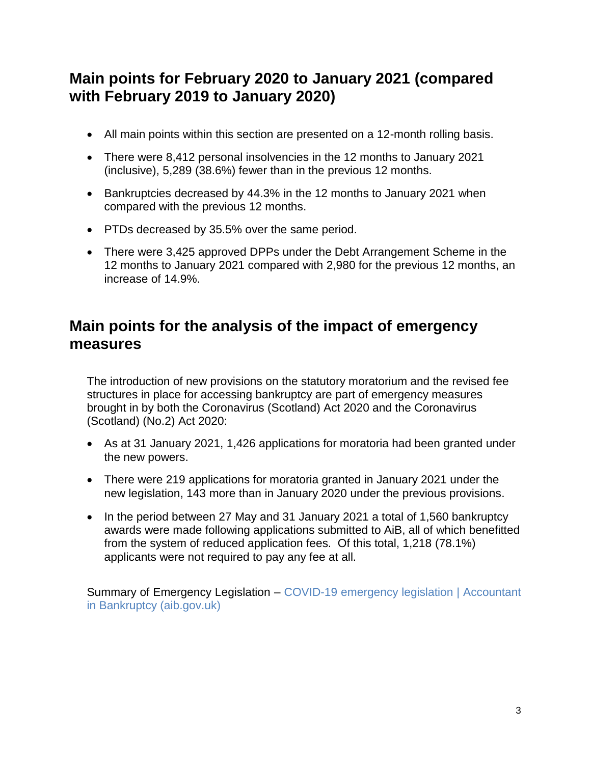## Main points for February 2020 to January 2021 (compared with February 2019 to January 2020)

- All main points within this section are presented on a 12-month rolling basis.
- There were 8,412 personal insolvencies in the 12 months to January 2021 (inclusive), 5,289 (38.6%) fewer than in the previous 12 months.
- Bankruptcies decreased by 44.3% in the 12 months to January 2021 when compared with the previous 12 months.
- PTDs decreased by 35.5% over the same period.
- There were 3,425 approved DPPs under the Debt Arrangement Scheme in the 12 months to January 2021 compared with 2,980 for the previous 12 months, an increase of 14.9%.

## Main points for the analysis of the impact of emergency measures

The introduction of new provisions on the statutory moratorium and the revised fee structures in place for accessing bankruptcy are part of emergency measures brought in by both the Coronavirus (Scotland) Act 2020 and the Coronavirus (Scotland) (No.2) Act 2020:

- As at 31 January 2021, 1,426 applications for moratoria had been granted under the new powers.
- There were 219 applications for moratoria granted in January 2021 under the new legislation, 143 more than in January 2020 under the previous provisions.
- In the period between 27 May and 31 January 2021 a total of 1,560 bankruptcy awards were made following applications submitted to AiB, all of which benefitted from the system of reduced application fees. Of this total, 1,218 (78.1%) applicants were not required to pay any fee at all.

Summary of Emergency Legislation – COVID-19 emergency legislation | Accountant in Bankruptcy (aib.gov.uk)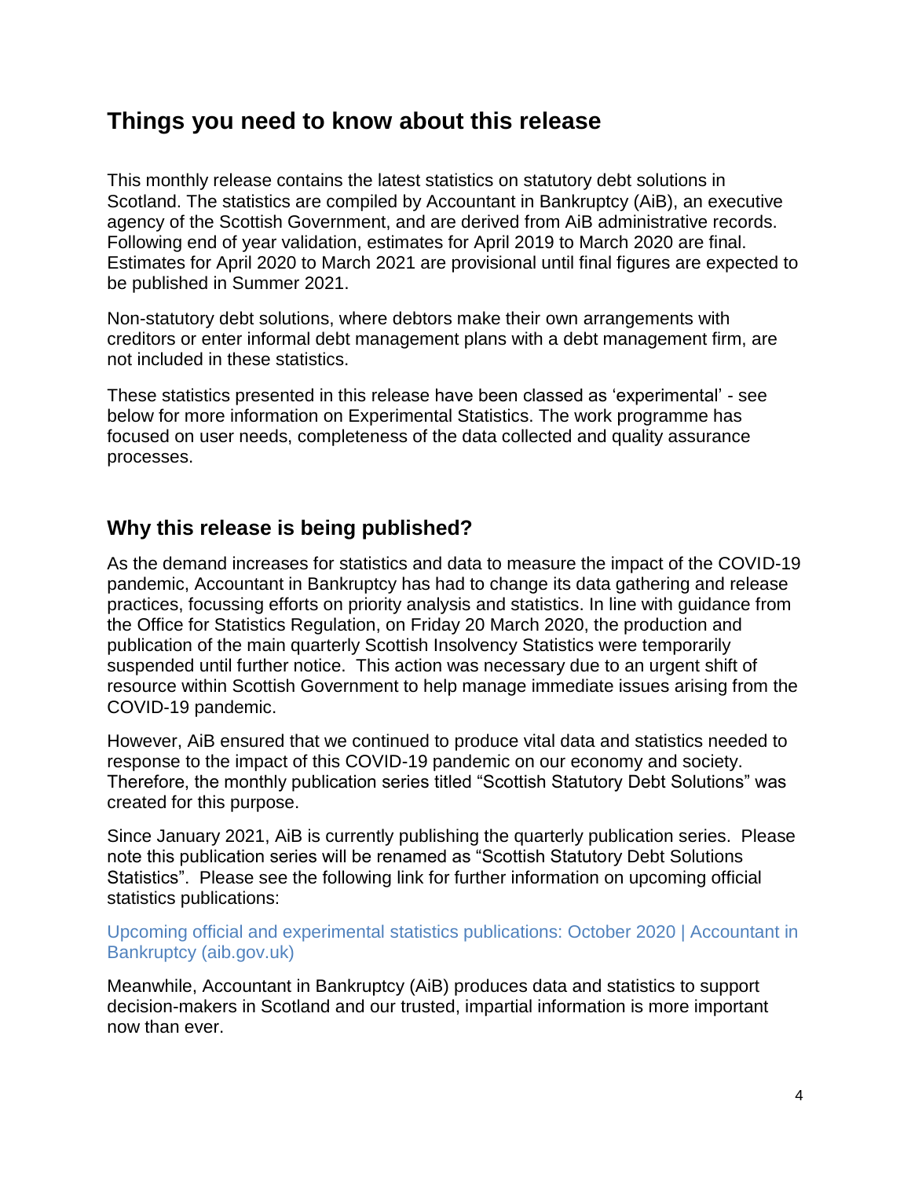## Things you need to know about this release

This monthly release contains the latest statistics on statutory debt solutions in Scotland. The statistics are compiled by Accountant in Bankruptcy (AiB), an executive agency of the Scottish Government, and are derived from AiB administrative records. Following end of year validation, estimates for April 2019 to March 2020 are final. Estimates for April 2020 to March 2021 are provisional until final figures are expected to be published in Summer 2021.

Non-statutory debt solutions, where debtors make their own arrangements with creditors or enter informal debt management plans with a debt management firm, are not included in these statistics.

These statistics presented in this release have been classed as 'experimental' - see below for more information on Experimental Statistics. The work programme has focused on user needs, completeness of the data collected and quality assurance processes.

### Why this release is being published?

As the demand increases for statistics and data to measure the impact of the COVID-19 pandemic, Accountant in Bankruptcy has had to change its data gathering and release practices, focussing efforts on priority analysis and statistics. In line with guidance from the Office for Statistics Regulation, on Friday 20 March 2020, the production and publication of the main quarterly Scottish Insolvency Statistics were temporarily suspended until further notice. This action was necessary due to an urgent shift of resource within Scottish Government to help manage immediate issues arising from the COVID-19 pandemic.

However, AiB ensured that we continued to produce vital data and statistics needed to response to the impact of this COVID-19 pandemic on our economy and society. Therefore, the monthly publication series titled "Scottish Statutory Debt Solutions" was created for this purpose.

Since January 2021, AiB is currently publishing the quarterly publication series. Please note this publication series will be renamed as "Scottish Statutory Debt Solutions Statistics". Please see the following link for further information on upcoming official statistics publications:

Upcoming official and experimental statistics publications: October 2020 | Accountant in Bankruptcy (aib.gov.uk)

Meanwhile, Accountant in Bankruptcy (AiB) produces data and statistics to support decision-makers in Scotland and our trusted, impartial information is more important now than ever.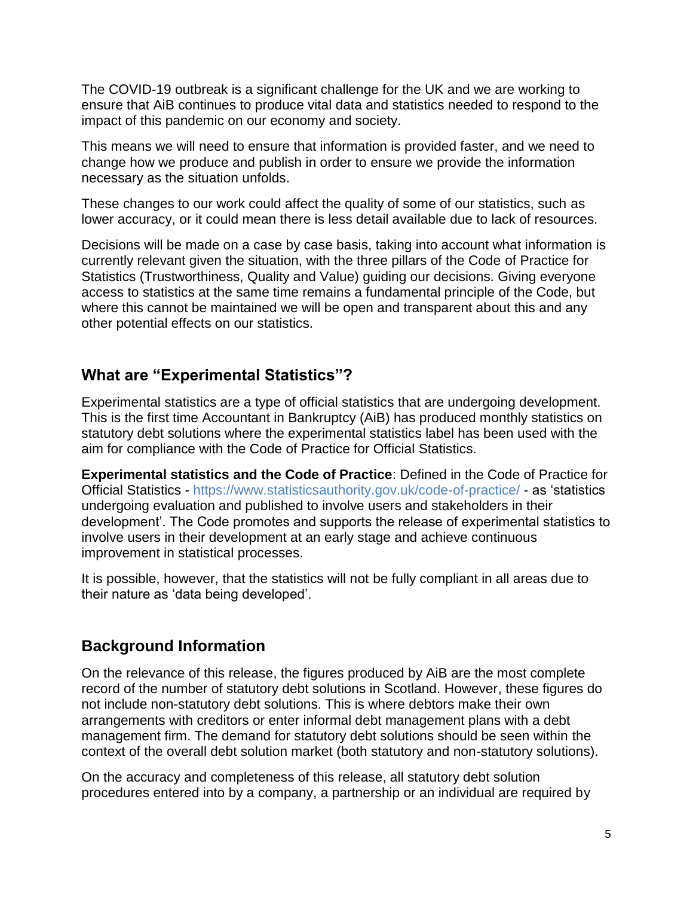The COVID-19 outbreak is a significant challenge for the UK and we are working to ensure that AiB continues to produce vital data and statistics needed to respond to the impact of this pandemic on our economy and society.

This means we will need to ensure that information is provided faster, and we need to change how we produce and publish in order to ensure we provide the information necessary as the situation unfolds.

These changes to our work could affect the quality of some of our statistics, such as lower accuracy, or it could mean there is less detail available due to lack of resources.

Decisions will be made on a case by case basis, taking into account what information is currently relevant given the situation, with the three pillars of the Code of Practice for Statistics (Trustworthiness, Quality and Value) guiding our decisions. Giving everyone access to statistics at the same time remains a fundamental principle of the Code, but where this cannot be maintained we will be open and transparent about this and any other potential effects on our statistics.

## What are "Experimental Statistics"?

Experimental statistics are a type of official statistics that are undergoing development. This is the first time Accountant in Bankruptcy (AiB) has produced monthly statistics on statutory debt solutions where the experimental statistics label has been used with the aim for compliance with the Code of Practice for Official Statistics.

**Experimental statistics and the Code of Practice**: Defined in the Code of Practice for Official Statistics - https://www.statisticsauthority.gov.uk/code-of-practice/ - as 'statistics undergoing evaluation and published to involve users and stakeholders in their development'. The Code promotes and supports the release of experimental statistics to involve users in their development at an early stage and achieve continuous improvement in statistical processes.

It is possible, however, that the statistics will not be fully compliant in all areas due to their nature as 'data being developed'.

## Background Information

On the relevance of this release, the figures produced by AiB are the most complete record of the number of statutory debt solutions in Scotland. However, these figures do not include non-statutory debt solutions. This is where debtors make their own arrangements with creditors or enter informal debt management plans with a debt management firm. The demand for statutory debt solutions should be seen within the context of the overall debt solution market (both statutory and non-statutory solutions).

On the accuracy and completeness of this release, all statutory debt solution procedures entered into by a company, a partnership or an individual are required by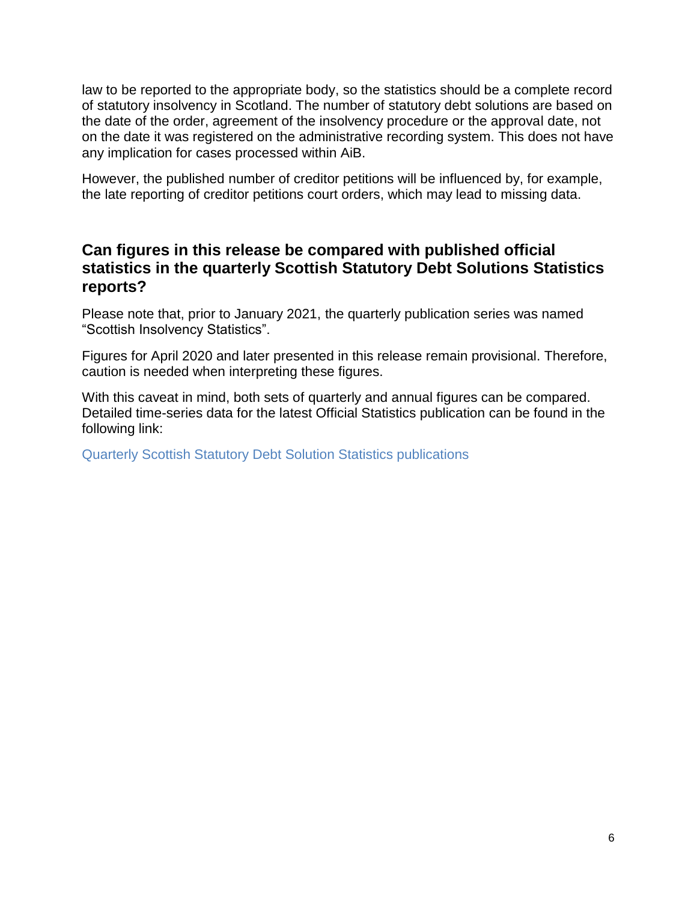law to be reported to the appropriate body, so the statistics should be a complete record of statutory insolvency in Scotland. The number of statutory debt solutions are based on the date of the order, agreement of the insolvency procedure or the approval date, not on the date it was registered on the administrative recording system. This does not have any implication for cases processed within AiB.

However, the published number of creditor petitions will be influenced by, for example, the late reporting of creditor petitions court orders, which may lead to missing data.

## Can figures in this release be compared with published official statistics in the quarterly Scottish Statutory Debt Solutions Statistics reports?

Please note that, prior to January 2021, the quarterly publication series was named "Scottish Insolvency Statistics".

Figures for April 2020 and later presented in this release remain provisional. Therefore, caution is needed when interpreting these figures.

With this caveat in mind, both sets of quarterly and annual figures can be compared. Detailed time-series data for the latest Official Statistics publication can be found in the following link:

Quarterly Scottish Statutory Debt Solution Statistics publications